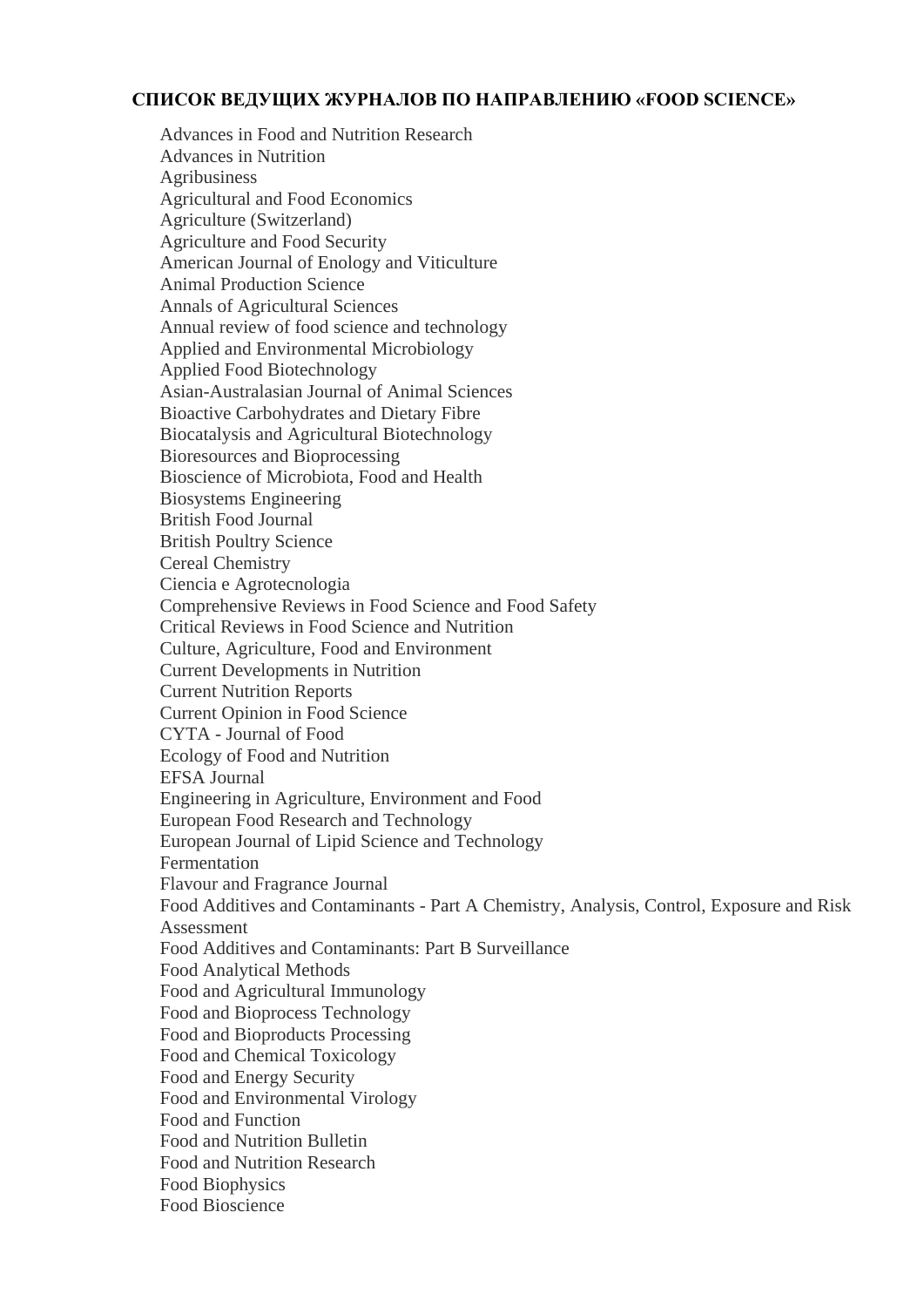**СПИСОК ВЕДУЩИХ ЖУРНАЛОВ ПО НАПРАВЛЕНИЮ «FOOD SCIENCE»**

Advances in Food and Nutrition Research
Advances in Nutrition
Agribusiness
Agricultural and Food Economics
Agriculture (Switzerland)
Agriculture and Food Security
American Journal of Enology and Viticulture
Animal Production Science
Annals of Agricultural Sciences
Annual review of food science and technology
Applied and Environmental Microbiology
Applied Food Biotechnology
Asian-Australasian Journal of Animal Sciences
Bioactive Carbohydrates and Dietary Fibre
Biocatalysis and Agricultural Biotechnology
Bioresources and Bioprocessing
Bioscience of Microbiota, Food and Health
Biosystems Engineering
British Food Journal
British Poultry Science
Cereal Chemistry
Ciencia e Agrotecnologia
Comprehensive Reviews in Food Science and Food Safety
Critical Reviews in Food Science and Nutrition
Culture, Agriculture, Food and Environment
Current Developments in Nutrition
Current Nutrition Reports
Current Opinion in Food Science
CYTA - Journal of Food
Ecology of Food and Nutrition
EFSA Journal
Engineering in Agriculture, Environment and Food
European Food Research and Technology
European Journal of Lipid Science and Technology
Fermentation
Flavour and Fragrance Journal
Food Additives and Contaminants - Part A Chemistry, Analysis, Control, Exposure and Risk Assessment
Food Additives and Contaminants: Part B Surveillance
Food Analytical Methods
Food and Agricultural Immunology
Food and Bioprocess Technology
Food and Bioproducts Processing
Food and Chemical Toxicology
Food and Energy Security
Food and Environmental Virology
Food and Function
Food and Nutrition Bulletin
Food and Nutrition Research
Food Biophysics
Food Bioscience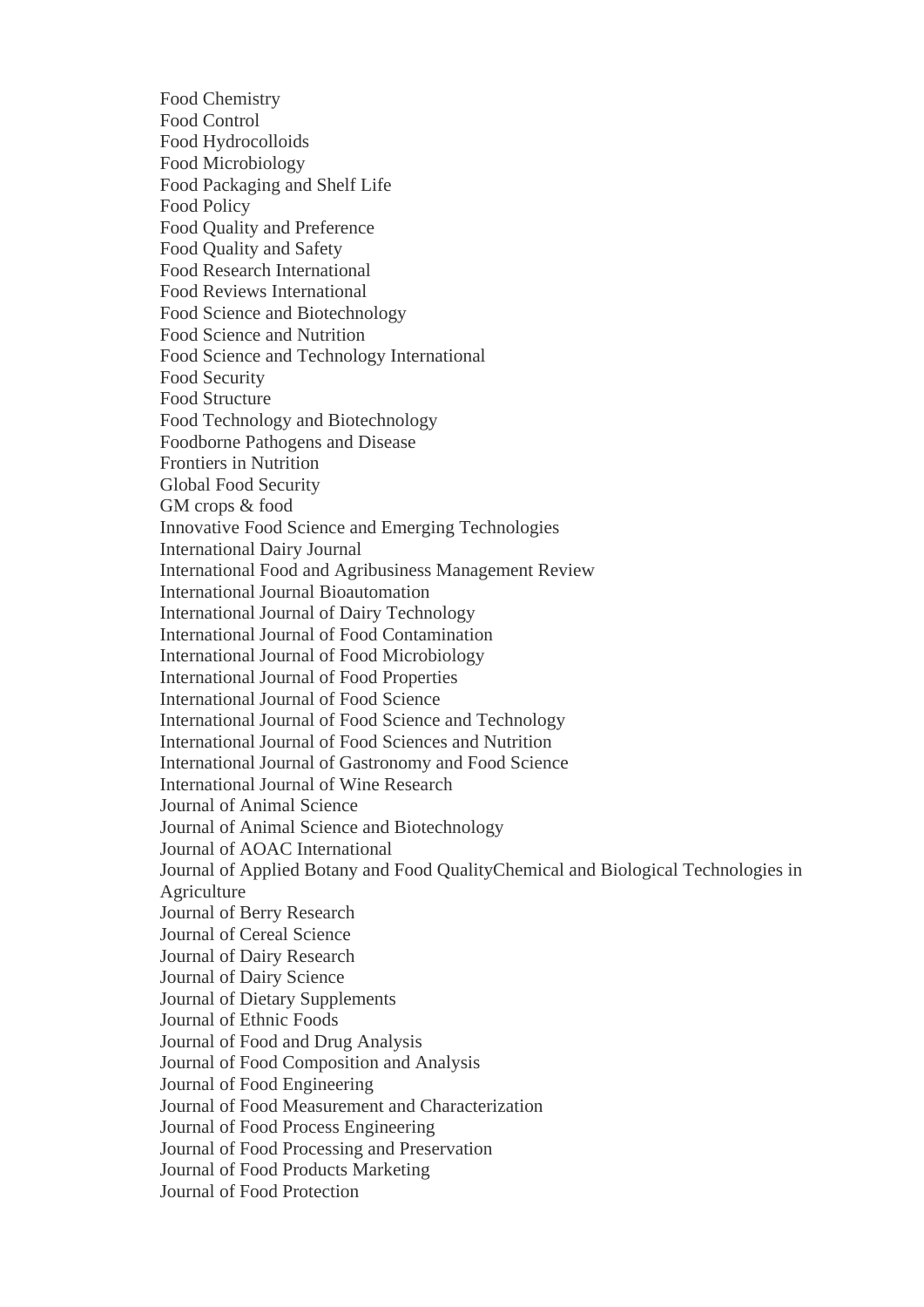Food Chemistry
Food Control
Food Hydrocolloids
Food Microbiology
Food Packaging and Shelf Life
Food Policy
Food Quality and Preference
Food Quality and Safety
Food Research International
Food Reviews International
Food Science and Biotechnology
Food Science and Nutrition
Food Science and Technology International
Food Security
Food Structure
Food Technology and Biotechnology
Foodborne Pathogens and Disease
Frontiers in Nutrition
Global Food Security
GM crops & food
Innovative Food Science and Emerging Technologies
International Dairy Journal
International Food and Agribusiness Management Review
International Journal Bioautomation
International Journal of Dairy Technology
International Journal of Food Contamination
International Journal of Food Microbiology
International Journal of Food Properties
International Journal of Food Science
International Journal of Food Science and Technology
International Journal of Food Sciences and Nutrition
International Journal of Gastronomy and Food Science
International Journal of Wine Research
Journal of Animal Science
Journal of Animal Science and Biotechnology
Journal of AOAC International
Journal of Applied Botany and Food QualityChemical and Biological Technologies in Agriculture
Journal of Berry Research
Journal of Cereal Science
Journal of Dairy Research
Journal of Dairy Science
Journal of Dietary Supplements
Journal of Ethnic Foods
Journal of Food and Drug Analysis
Journal of Food Composition and Analysis
Journal of Food Engineering
Journal of Food Measurement and Characterization
Journal of Food Process Engineering
Journal of Food Processing and Preservation
Journal of Food Products Marketing
Journal of Food Protection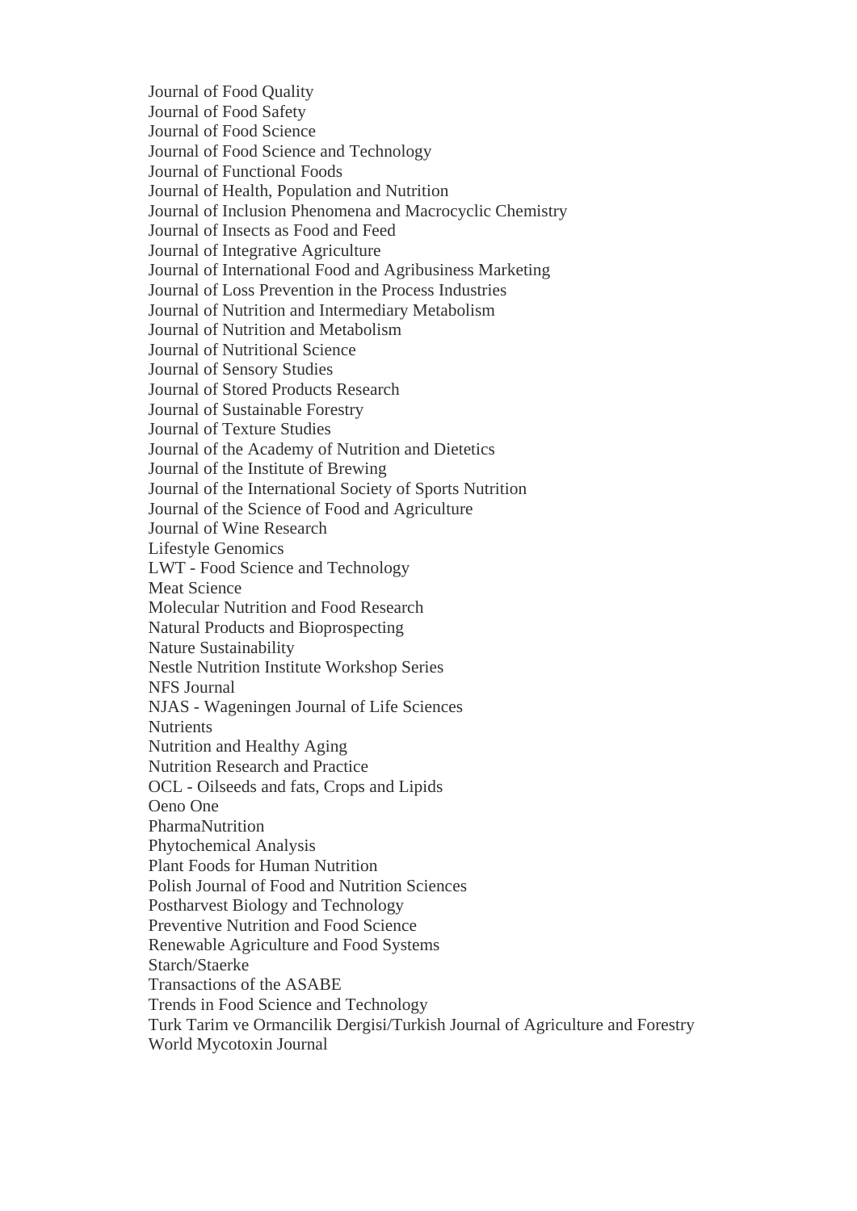Journal of Food Quality
Journal of Food Safety
Journal of Food Science
Journal of Food Science and Technology
Journal of Functional Foods
Journal of Health, Population and Nutrition
Journal of Inclusion Phenomena and Macrocyclic Chemistry
Journal of Insects as Food and Feed
Journal of Integrative Agriculture
Journal of International Food and Agribusiness Marketing
Journal of Loss Prevention in the Process Industries
Journal of Nutrition and Intermediary Metabolism
Journal of Nutrition and Metabolism
Journal of Nutritional Science
Journal of Sensory Studies
Journal of Stored Products Research
Journal of Sustainable Forestry
Journal of Texture Studies
Journal of the Academy of Nutrition and Dietetics
Journal of the Institute of Brewing
Journal of the International Society of Sports Nutrition
Journal of the Science of Food and Agriculture
Journal of Wine Research
Lifestyle Genomics
LWT - Food Science and Technology
Meat Science
Molecular Nutrition and Food Research
Natural Products and Bioprospecting
Nature Sustainability
Nestle Nutrition Institute Workshop Series
NFS Journal
NJAS - Wageningen Journal of Life Sciences
Nutrients
Nutrition and Healthy Aging
Nutrition Research and Practice
OCL - Oilseeds and fats, Crops and Lipids
Oeno One
PharmaNutrition
Phytochemical Analysis
Plant Foods for Human Nutrition
Polish Journal of Food and Nutrition Sciences
Postharvest Biology and Technology
Preventive Nutrition and Food Science
Renewable Agriculture and Food Systems
Starch/Staerke
Transactions of the ASABE
Trends in Food Science and Technology
Turk Tarim ve Ormancilik Dergisi/Turkish Journal of Agriculture and Forestry
World Mycotoxin Journal